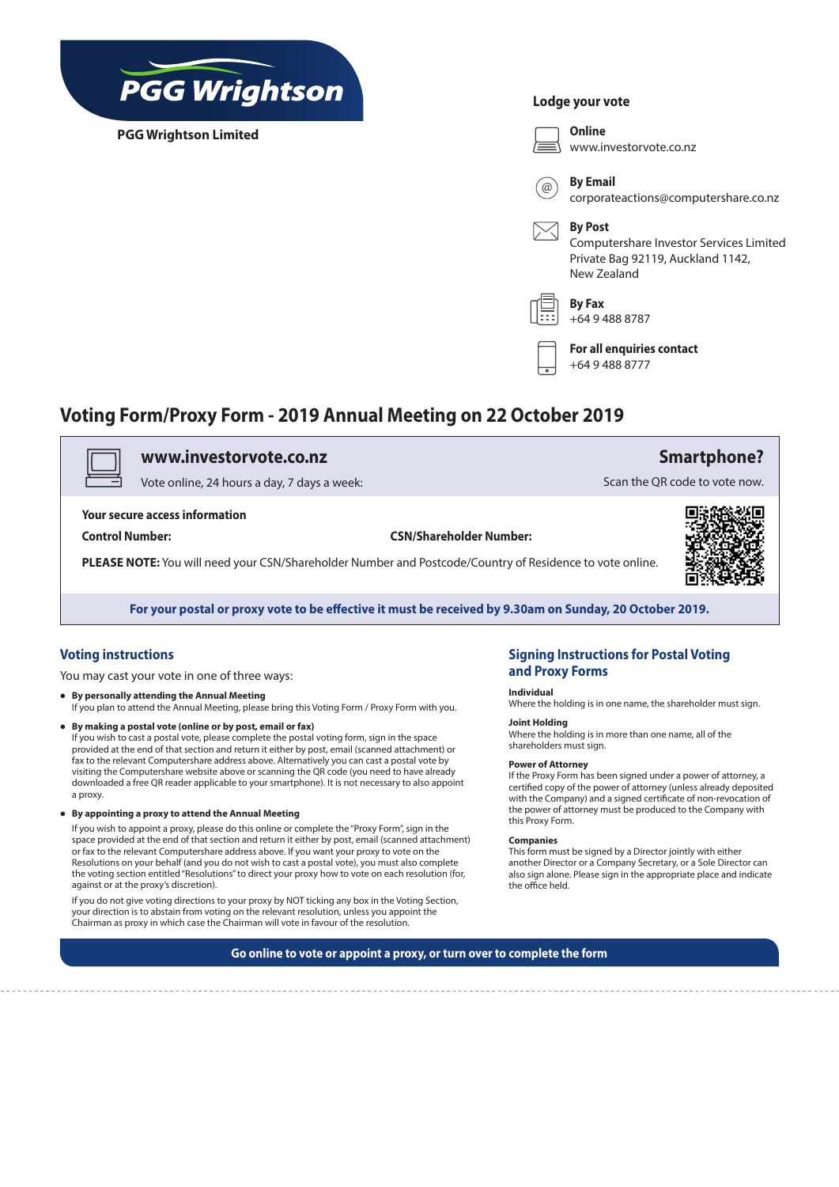PGG Wrightson

**PGG Wrightson Limited**

## Lodge your vote

**Online**
www.investorvote.co.nz

**By Email**
corporateactions@computershare.co.nz

**By Post**
Computershare Investor Services Limited
Private Bag 92119, Auckland 1142,
New Zealand

**By Fax**
+64 9 488 8787

**For all enquiries contact**
+64 9 488 8777

# Voting Form/Proxy Form - 2019 Annual Meeting on 22 October 2019

**www.investorvote.co.nz**
Vote online, 24 hours a day, 7 days a week:

**Smartphone?**
Scan the QR code to vote now.

**Your secure access information**

**Control Number:**

**CSN/Shareholder Number:**

**PLEASE NOTE:** You will need your CSN/Shareholder Number and Postcode/Country of Residence to vote online.

**For your postal or proxy vote to be effective it must be received by 9.30am on Sunday, 20 October 2019.**

## Voting instructions

You may cast your vote in one of three ways:

- **By personally attending the Annual Meeting**
  If you plan to attend the Annual Meeting, please bring this Voting Form / Proxy Form with you.
- **By making a postal vote (online or by post, email or fax)**
  If you wish to cast a postal vote, please complete the postal voting form, sign in the space provided at the end of that section and return it either by post, email (scanned attachment) or fax to the relevant Computershare address above. Alternatively you can cast a postal vote by visiting the Computershare website above or scanning the QR code (you need to have already downloaded a free QR reader applicable to your smartphone). It is not necessary to also appoint a proxy.
- **By appointing a proxy to attend the Annual Meeting**
  If you wish to appoint a proxy, please do this online or complete the "Proxy Form", sign in the space provided at the end of that section and return it either by post, email (scanned attachment) or fax to the relevant Computershare address above. If you want your proxy to vote on the Resolutions on your behalf (and you do not wish to cast a postal vote), you must also complete the voting section entitled "Resolutions" to direct your proxy how to vote on each resolution (for, against or at the proxy's discretion).

  If you do not give voting directions to your proxy by NOT ticking any box in the Voting Section, your direction is to abstain from voting on the relevant resolution, unless you appoint the Chairman as proxy in which case the Chairman will vote in favour of the resolution.

## Signing Instructions for Postal Voting and Proxy Forms

**Individual**
Where the holding is in one name, the shareholder must sign.

**Joint Holding**
Where the holding is in more than one name, all of the shareholders must sign.

**Power of Attorney**
If the Proxy Form has been signed under a power of attorney, a certified copy of the power of attorney (unless already deposited with the Company) and a signed certificate of non-revocation of the power of attorney must be produced to the Company with this Proxy Form.

**Companies**
This form must be signed by a Director jointly with either another Director or a Company Secretary, or a Sole Director can also sign alone. Please sign in the appropriate place and indicate the office held.

**Go online to vote or appoint a proxy, or turn over to complete the form**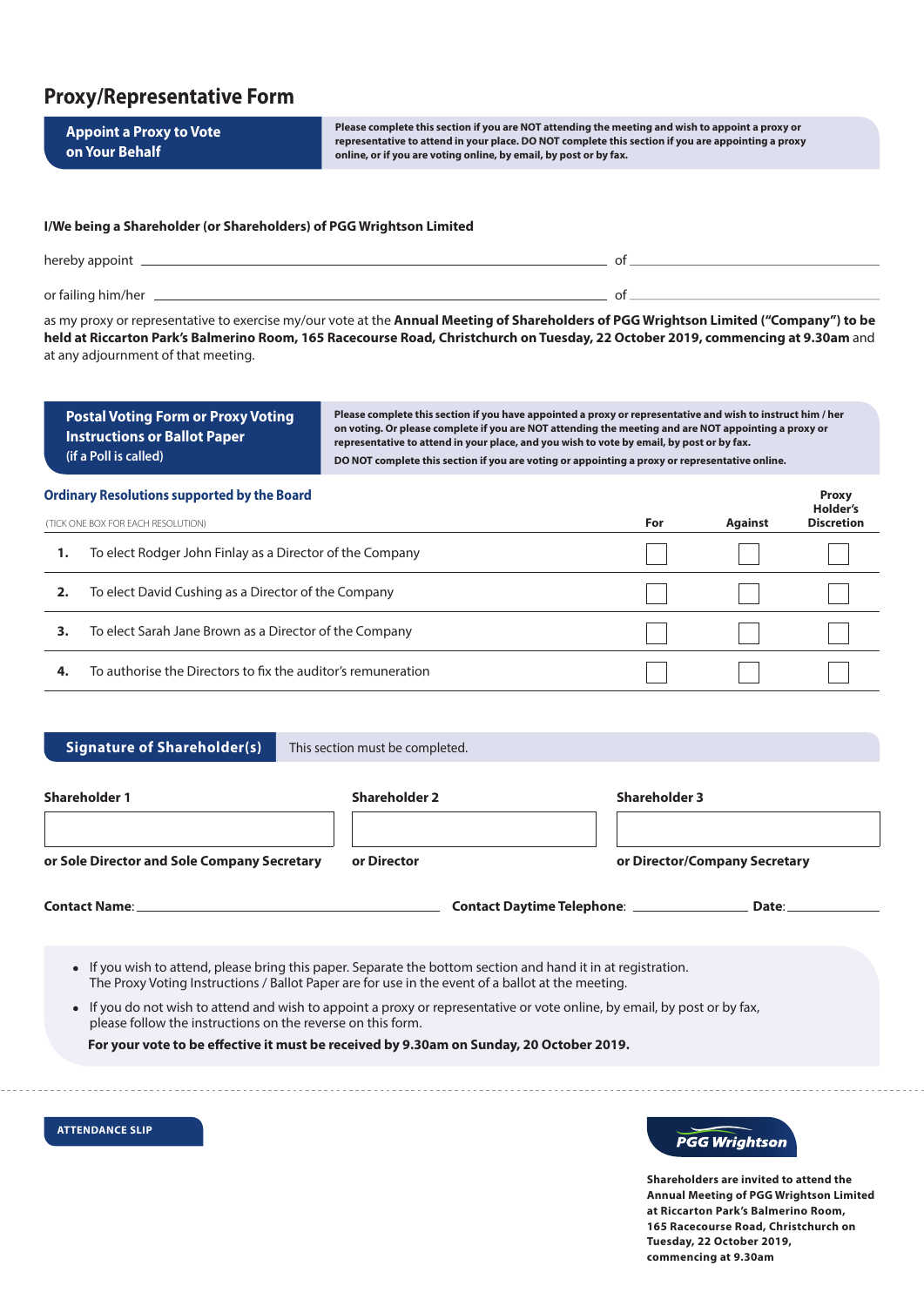# Proxy/Representative Form

## Appoint a Proxy to Vote on Your Behalf

**Please complete this section if you are NOT attending the meeting and wish to appoint a proxy or representative to attend in your place. DO NOT complete this section if you are appointing a proxy online, or if you are voting online, by email, by post or by fax.**

**I/We being a Shareholder (or Shareholders) of PGG Wrightson Limited**

hereby appoint ______________________________ of ______________________________

or failing him/her ______________________________ of ______________________________

as my proxy or representative to exercise my/our vote at the **Annual Meeting of Shareholders of PGG Wrightson Limited ("Company") to be held at Riccarton Park's Balmerino Room, 165 Racecourse Road, Christchurch on Tuesday, 22 October 2019, commencing at 9.30am** and at any adjournment of that meeting.

## Postal Voting Form or Proxy Voting Instructions or Ballot Paper (if a Poll is called)

**Please complete this section if you have appointed a proxy or representative and wish to instruct him / her on voting. Or please complete if you are NOT attending the meeting and are NOT appointing a proxy or representative to attend in your place, and you wish to vote by email, by post or by fax.**

**DO NOT complete this section if you are voting or appointing a proxy or representative online.**

### Ordinary Resolutions supported by the Board

(TICK ONE BOX FOR EACH RESOLUTION)

| | | For | Against | Proxy Holder's Discretion |
|---|---|---|---|---|
| **1.** | To elect Rodger John Finlay as a Director of the Company | ☐ | ☐ | ☐ |
| **2.** | To elect David Cushing as a Director of the Company | ☐ | ☐ | ☐ |
| **3.** | To elect Sarah Jane Brown as a Director of the Company | ☐ | ☐ | ☐ |
| **4.** | To authorise the Directors to fix the auditor's remuneration | ☐ | ☐ | ☐ |

## Signature of Shareholder(s)

This section must be completed.

| **Shareholder 1** | **Shareholder 2** | **Shareholder 3** |
|---|---|---|
| | | |
| **or Sole Director and Sole Company Secretary** | **or Director** | **or Director/Company Secretary** |

**Contact Name**: ______________________________ **Contact Daytime Telephone**: ______________ **Date**: ______________

- If you wish to attend, please bring this paper. Separate the bottom section and hand it in at registration. The Proxy Voting Instructions / Ballot Paper are for use in the event of a ballot at the meeting.
- If you do not wish to attend and wish to appoint a proxy or representative or vote online, by email, by post or by fax, please follow the instructions on the reverse on this form.

**For your vote to be effective it must be received by 9.30am on Sunday, 20 October 2019.**

---

**ATTENDANCE SLIP**

PGG Wrightson

**Shareholders are invited to attend the Annual Meeting of PGG Wrightson Limited at Riccarton Park's Balmerino Room, 165 Racecourse Road, Christchurch on Tuesday, 22 October 2019, commencing at 9.30am**